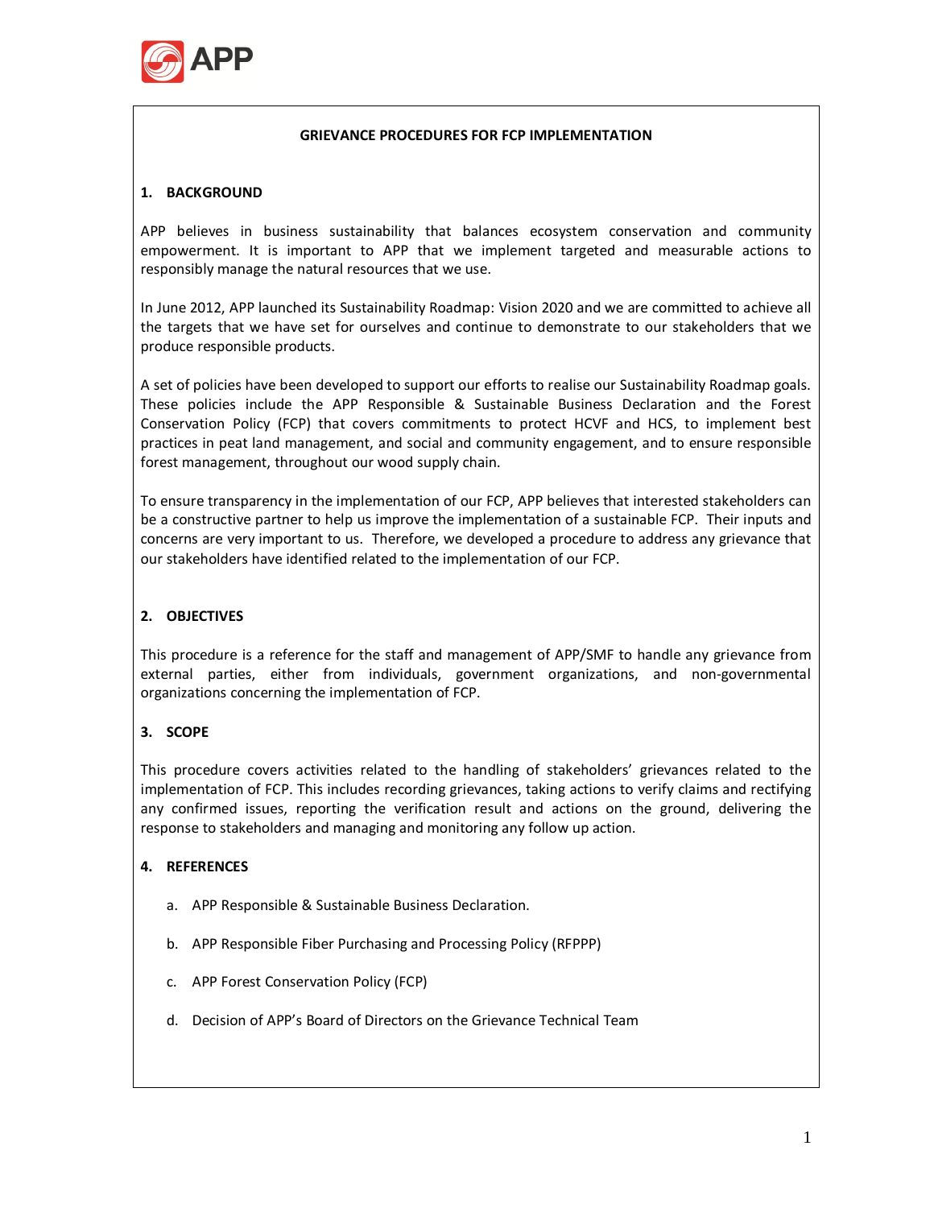APP

# GRIEVANCE PROCEDURES FOR FCP IMPLEMENTATION

## 1. BACKGROUND

APP believes in business sustainability that balances ecosystem conservation and community empowerment. It is important to APP that we implement targeted and measurable actions to responsibly manage the natural resources that we use.

In June 2012, APP launched its Sustainability Roadmap: Vision 2020 and we are committed to achieve all the targets that we have set for ourselves and continue to demonstrate to our stakeholders that we produce responsible products.

A set of policies have been developed to support our efforts to realise our Sustainability Roadmap goals. These policies include the APP Responsible & Sustainable Business Declaration and the Forest Conservation Policy (FCP) that covers commitments to protect HCVF and HCS, to implement best practices in peat land management, and social and community engagement, and to ensure responsible forest management, throughout our wood supply chain.

To ensure transparency in the implementation of our FCP, APP believes that interested stakeholders can be a constructive partner to help us improve the implementation of a sustainable FCP. Their inputs and concerns are very important to us. Therefore, we developed a procedure to address any grievance that our stakeholders have identified related to the implementation of our FCP.

## 2. OBJECTIVES

This procedure is a reference for the staff and management of APP/SMF to handle any grievance from external parties, either from individuals, government organizations, and non-governmental organizations concerning the implementation of FCP.

## 3. SCOPE

This procedure covers activities related to the handling of stakeholders' grievances related to the implementation of FCP. This includes recording grievances, taking actions to verify claims and rectifying any confirmed issues, reporting the verification result and actions on the ground, delivering the response to stakeholders and managing and monitoring any follow up action.

## 4. REFERENCES

a. APP Responsible & Sustainable Business Declaration.

b. APP Responsible Fiber Purchasing and Processing Policy (RFPPP)

c. APP Forest Conservation Policy (FCP)

d. Decision of APP's Board of Directors on the Grievance Technical Team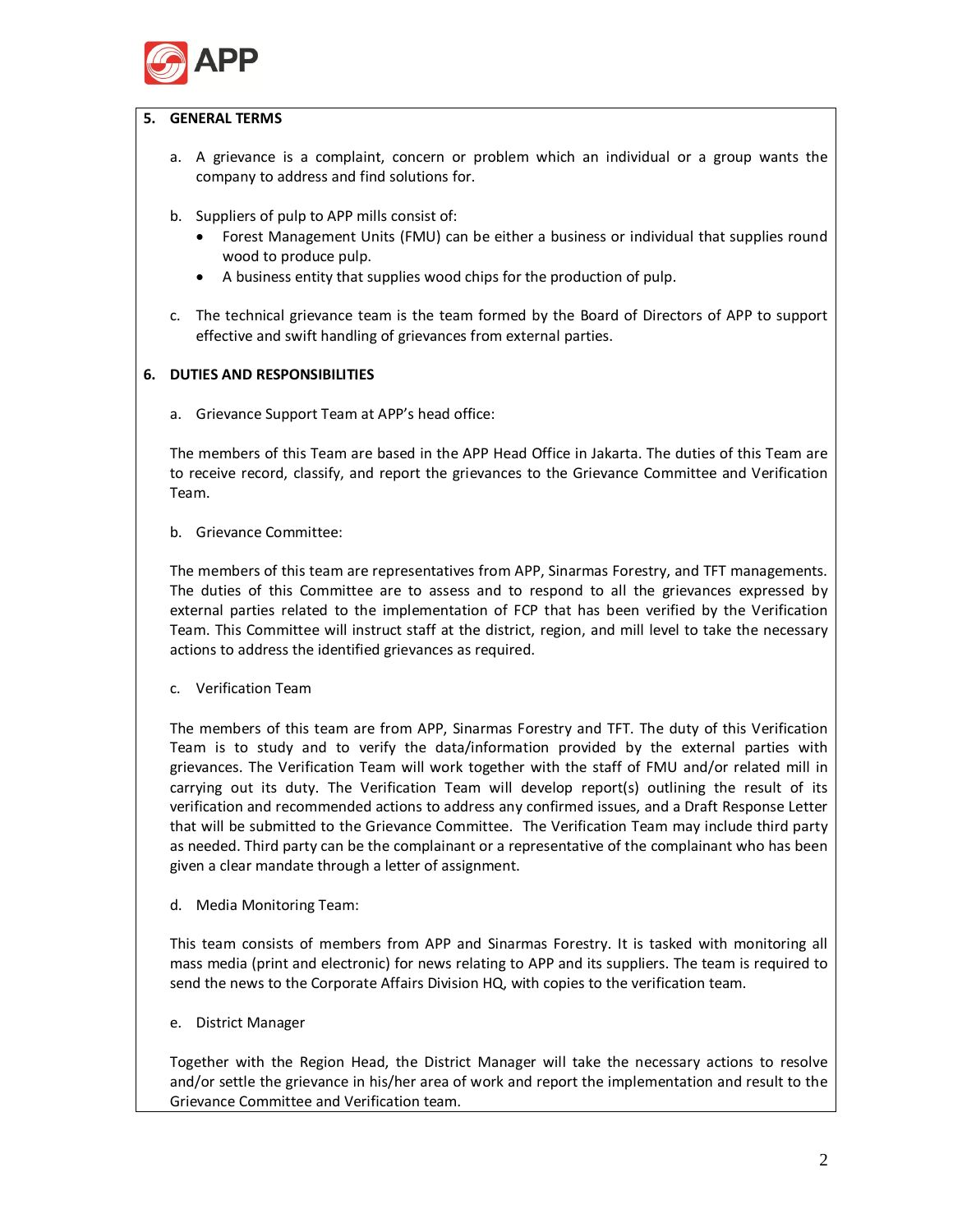## 5. GENERAL TERMS

a. A grievance is a complaint, concern or problem which an individual or a group wants the company to address and find solutions for.

b. Suppliers of pulp to APP mills consist of:
   - Forest Management Units (FMU) can be either a business or individual that supplies round wood to produce pulp.
   - A business entity that supplies wood chips for the production of pulp.

c. The technical grievance team is the team formed by the Board of Directors of APP to support effective and swift handling of grievances from external parties.

## 6. DUTIES AND RESPONSIBILITIES

a. Grievance Support Team at APP's head office:

The members of this Team are based in the APP Head Office in Jakarta. The duties of this Team are to receive record, classify, and report the grievances to the Grievance Committee and Verification Team.

b. Grievance Committee:

The members of this team are representatives from APP, Sinarmas Forestry, and TFT managements. The duties of this Committee are to assess and to respond to all the grievances expressed by external parties related to the implementation of FCP that has been verified by the Verification Team. This Committee will instruct staff at the district, region, and mill level to take the necessary actions to address the identified grievances as required.

c. Verification Team

The members of this team are from APP, Sinarmas Forestry and TFT. The duty of this Verification Team is to study and to verify the data/information provided by the external parties with grievances. The Verification Team will work together with the staff of FMU and/or related mill in carrying out its duty. The Verification Team will develop report(s) outlining the result of its verification and recommended actions to address any confirmed issues, and a Draft Response Letter that will be submitted to the Grievance Committee. The Verification Team may include third party as needed. Third party can be the complainant or a representative of the complainant who has been given a clear mandate through a letter of assignment.

d. Media Monitoring Team:

This team consists of members from APP and Sinarmas Forestry. It is tasked with monitoring all mass media (print and electronic) for news relating to APP and its suppliers. The team is required to send the news to the Corporate Affairs Division HQ, with copies to the verification team.

e. District Manager

Together with the Region Head, the District Manager will take the necessary actions to resolve and/or settle the grievance in his/her area of work and report the implementation and result to the Grievance Committee and Verification team.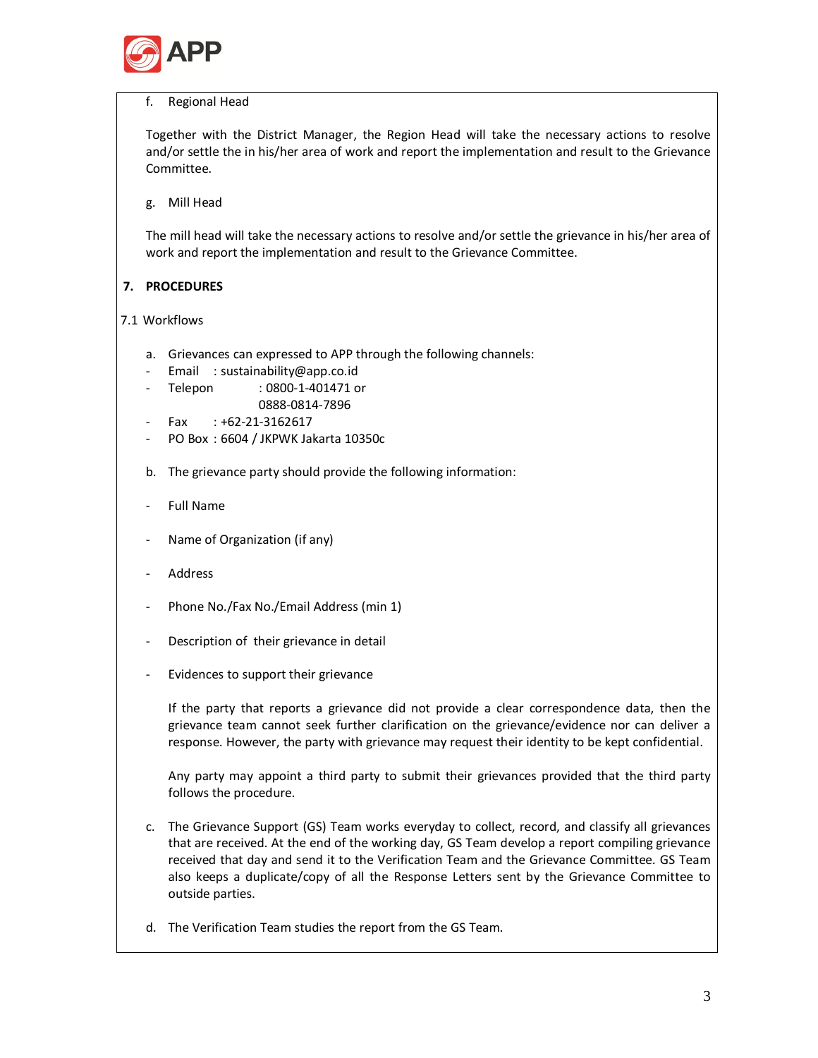f. Regional Head

Together with the District Manager, the Region Head will take the necessary actions to resolve and/or settle the in his/her area of work and report the implementation and result to the Grievance Committee.

g. Mill Head

The mill head will take the necessary actions to resolve and/or settle the grievance in his/her area of work and report the implementation and result to the Grievance Committee.

## 7. PROCEDURES

### 7.1 Workflows

a. Grievances can expressed to APP through the following channels:

- Email : sustainability@app.co.id
- Telepon : 0800-1-401471 or 0888-0814-7896
- Fax : +62-21-3162617
- PO Box : 6604 / JKPWK Jakarta 10350c

b. The grievance party should provide the following information:

- Full Name
- Name of Organization (if any)
- Address
- Phone No./Fax No./Email Address (min 1)
- Description of their grievance in detail
- Evidences to support their grievance

If the party that reports a grievance did not provide a clear correspondence data, then the grievance team cannot seek further clarification on the grievance/evidence nor can deliver a response. However, the party with grievance may request their identity to be kept confidential.

Any party may appoint a third party to submit their grievances provided that the third party follows the procedure.

c. The Grievance Support (GS) Team works everyday to collect, record, and classify all grievances that are received. At the end of the working day, GS Team develop a report compiling grievance received that day and send it to the Verification Team and the Grievance Committee. GS Team also keeps a duplicate/copy of all the Response Letters sent by the Grievance Committee to outside parties.

d. The Verification Team studies the report from the GS Team.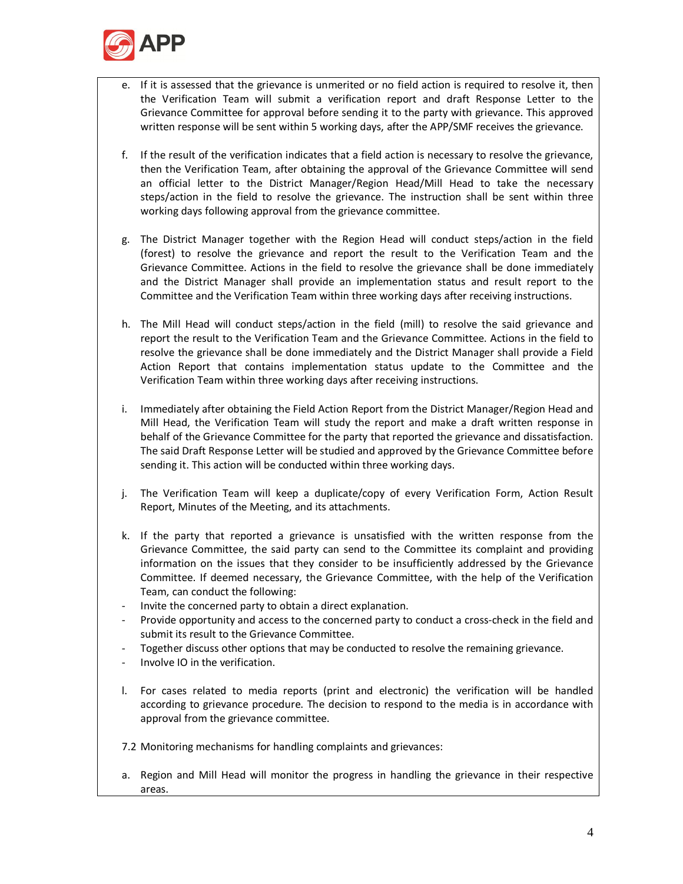e. If it is assessed that the grievance is unmerited or no field action is required to resolve it, then the Verification Team will submit a verification report and draft Response Letter to the Grievance Committee for approval before sending it to the party with grievance. This approved written response will be sent within 5 working days, after the APP/SMF receives the grievance.

f. If the result of the verification indicates that a field action is necessary to resolve the grievance, then the Verification Team, after obtaining the approval of the Grievance Committee will send an official letter to the District Manager/Region Head/Mill Head to take the necessary steps/action in the field to resolve the grievance. The instruction shall be sent within three working days following approval from the grievance committee.

g. The District Manager together with the Region Head will conduct steps/action in the field (forest) to resolve the grievance and report the result to the Verification Team and the Grievance Committee. Actions in the field to resolve the grievance shall be done immediately and the District Manager shall provide an implementation status and result report to the Committee and the Verification Team within three working days after receiving instructions.

h. The Mill Head will conduct steps/action in the field (mill) to resolve the said grievance and report the result to the Verification Team and the Grievance Committee. Actions in the field to resolve the grievance shall be done immediately and the District Manager shall provide a Field Action Report that contains implementation status update to the Committee and the Verification Team within three working days after receiving instructions.

i. Immediately after obtaining the Field Action Report from the District Manager/Region Head and Mill Head, the Verification Team will study the report and make a draft written response in behalf of the Grievance Committee for the party that reported the grievance and dissatisfaction. The said Draft Response Letter will be studied and approved by the Grievance Committee before sending it. This action will be conducted within three working days.

j. The Verification Team will keep a duplicate/copy of every Verification Form, Action Result Report, Minutes of the Meeting, and its attachments.

k. If the party that reported a grievance is unsatisfied with the written response from the Grievance Committee, the said party can send to the Committee its complaint and providing information on the issues that they consider to be insufficiently addressed by the Grievance Committee. If deemed necessary, the Grievance Committee, with the help of the Verification Team, can conduct the following:

- Invite the concerned party to obtain a direct explanation.
- Provide opportunity and access to the concerned party to conduct a cross-check in the field and submit its result to the Grievance Committee.
- Together discuss other options that may be conducted to resolve the remaining grievance.
- Involve IO in the verification.

l. For cases related to media reports (print and electronic) the verification will be handled according to grievance procedure. The decision to respond to the media is in accordance with approval from the grievance committee.

7.2 Monitoring mechanisms for handling complaints and grievances:

a. Region and Mill Head will monitor the progress in handling the grievance in their respective areas.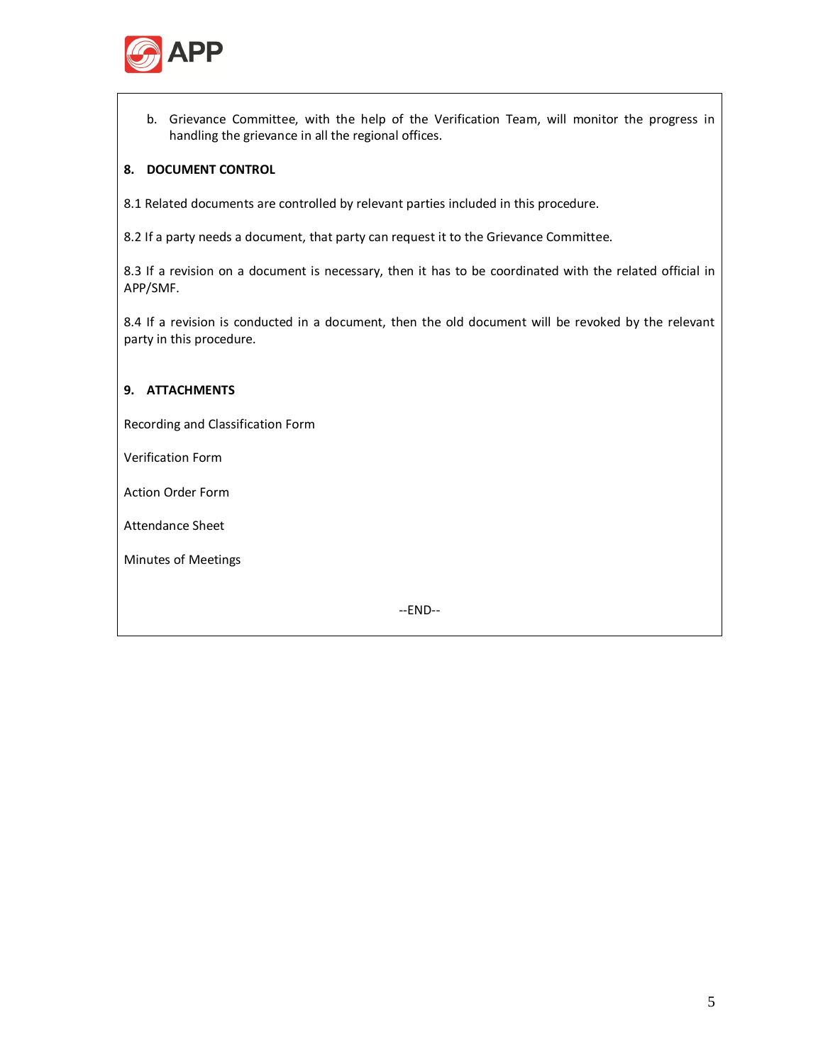b. Grievance Committee, with the help of the Verification Team, will monitor the progress in handling the grievance in all the regional offices.

## 8. DOCUMENT CONTROL

8.1 Related documents are controlled by relevant parties included in this procedure.

8.2 If a party needs a document, that party can request it to the Grievance Committee.

8.3 If a revision on a document is necessary, then it has to be coordinated with the related official in APP/SMF.

8.4 If a revision is conducted in a document, then the old document will be revoked by the relevant party in this procedure.

## 9. ATTACHMENTS

Recording and Classification Form

Verification Form

Action Order Form

Attendance Sheet

Minutes of Meetings

--END--